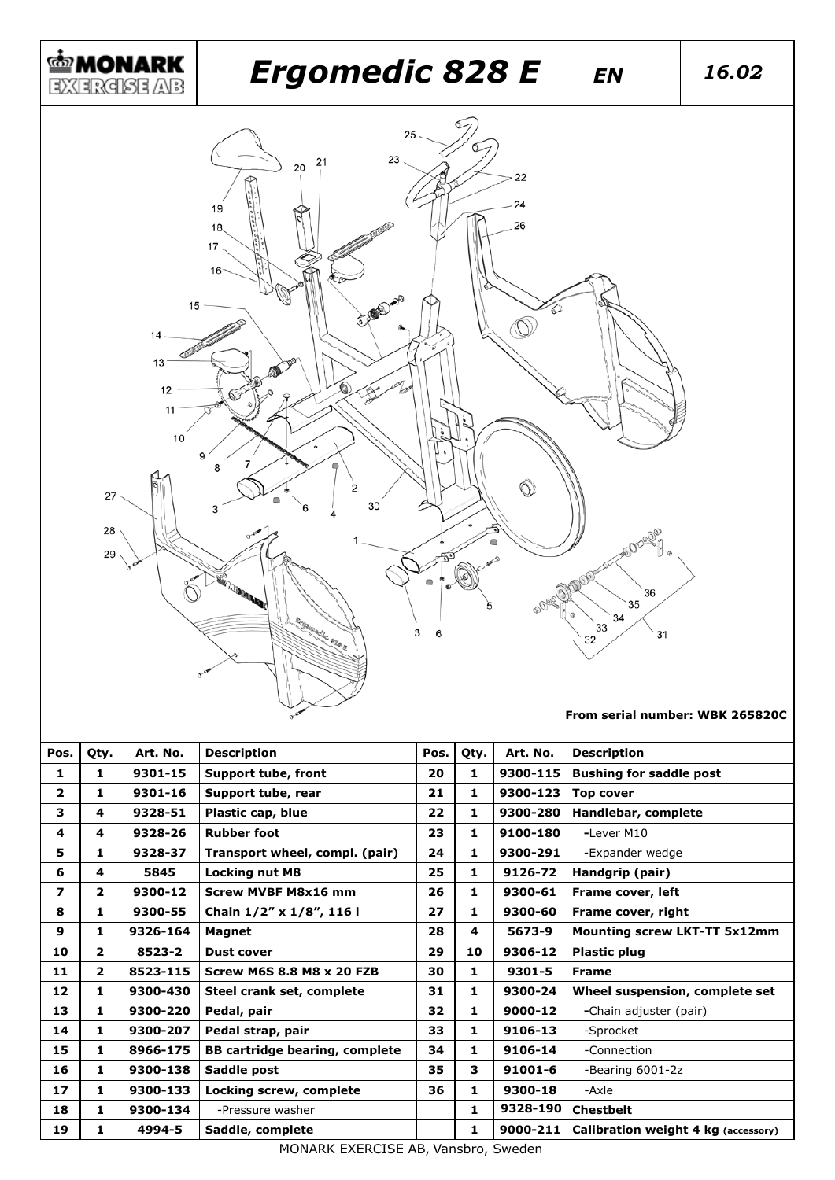# MONARK EXERCISE AB

# Ergomedic 828 E EN 16.02

From serial number: WBK 265820C

| Pos. | Qty. | Art. No. | Description | Pos. | Qty. | Art. No. | Description |
|---|---|---|---|---|---|---|---|
| **1** | **1** | **9301-15** | **Support tube, front** | **20** | **1** | **9300-115** | **Bushing for saddle post** |
| **2** | **1** | **9301-16** | **Support tube, rear** | **21** | **1** | **9300-123** | **Top cover** |
| **3** | **4** | **9328-51** | **Plastic cap, blue** | **22** | **1** | **9300-280** | **Handlebar, complete** |
| **4** | **4** | **9328-26** | **Rubber foot** | **23** | **1** | **9100-180** | -Lever M10 |
| **5** | **1** | **9328-37** | **Transport wheel, compl. (pair)** | **24** | **1** | **9300-291** | -Expander wedge |
| **6** | **4** | **5845** | **Locking nut M8** | **25** | **1** | **9126-72** | **Handgrip (pair)** |
| **7** | **2** | **9300-12** | **Screw MVBF M8x16 mm** | **26** | **1** | **9300-61** | **Frame cover, left** |
| **8** | **1** | **9300-55** | **Chain 1/2" x 1/8", 116 l** | **27** | **1** | **9300-60** | **Frame cover, right** |
| **9** | **1** | **9326-164** | **Magnet** | **28** | **4** | **5673-9** | **Mounting screw LKT-TT 5x12mm** |
| **10** | **2** | **8523-2** | **Dust cover** | **29** | **10** | **9306-12** | **Plastic plug** |
| **11** | **2** | **8523-115** | **Screw M6S 8.8 M8 x 20 FZB** | **30** | **1** | **9301-5** | **Frame** |
| **12** | **1** | **9300-430** | **Steel crank set, complete** | **31** | **1** | **9300-24** | **Wheel suspension, complete set** |
| **13** | **1** | **9300-220** | **Pedal, pair** | **32** | **1** | **9000-12** | -Chain adjuster (pair) |
| **14** | **1** | **9300-207** | **Pedal strap, pair** | **33** | **1** | **9106-13** | -Sprocket |
| **15** | **1** | **8966-175** | **BB cartridge bearing, complete** | **34** | **1** | **9106-14** | -Connection |
| **16** | **1** | **9300-138** | **Saddle post** | **35** | **3** | **91001-6** | -Bearing 6001-2z |
| **17** | **1** | **9300-133** | **Locking screw, complete** | **36** | **1** | **9300-18** | -Axle |
| **18** | **1** | **9300-134** | -Pressure washer | | **1** | **9328-190** | **Chestbelt** |
| **19** | **1** | **4994-5** | **Saddle, complete** | | **1** | **9000-211** | **Calibration weight 4 kg (accessory)** |

MONARK EXERCISE AB, Vansbro, Sweden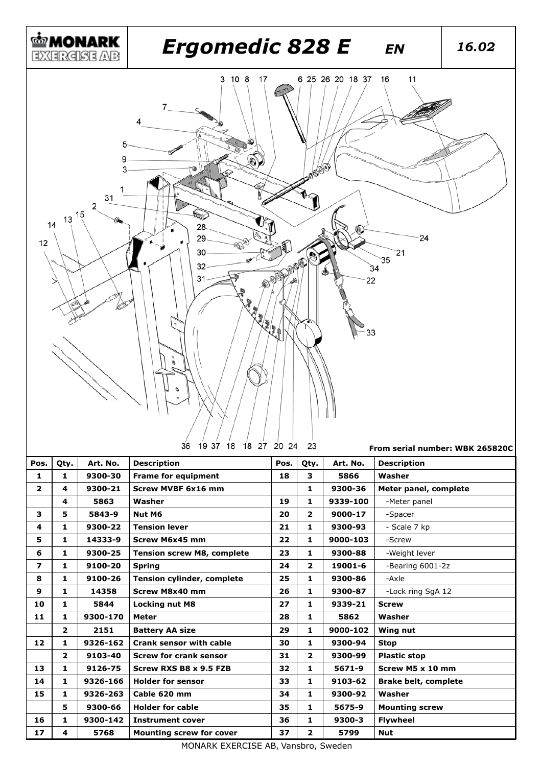# Ergomedic 828 E

EN

16.02

3 10 8 17 6 25 26 20 18 37 16 11

7

4

5

9

3

1

31

2

14 13 15

12

28

29

30

32

31

24

21

35

34

22

33

36 19 37 18 18 27 20 24 23

From serial number: WBK 265820C

| Pos. | Qty. | Art. No. | Description | Pos. | Qty. | Art. No. | Description |
|---|---|---|---|---|---|---|---|
| 1 | 1 | 9300-30 | Frame for equipment | 18 | 3 | 5866 | Washer |
| 2 | 4 | 9300-21 | Screw MVBF 6x16 mm | | 1 | 9300-36 | Meter panel, complete |
| | 4 | 5863 | Washer | 19 | 1 | 9339-100 | -Meter panel |
| 3 | 5 | 5843-9 | Nut M6 | 20 | 2 | 9000-17 | -Spacer |
| 4 | 1 | 9300-22 | Tension lever | 21 | 1 | 9300-93 | - Scale 7 kp |
| 5 | 1 | 14333-9 | Screw M6x45 mm | 22 | 1 | 9000-103 | -Screw |
| 6 | 1 | 9300-25 | Tension screw M8, complete | 23 | 1 | 9300-88 | -Weight lever |
| 7 | 1 | 9100-20 | Spring | 24 | 2 | 19001-6 | -Bearing 6001-2z |
| 8 | 1 | 9100-26 | Tension cylinder, complete | 25 | 1 | 9300-86 | -Axle |
| 9 | 1 | 14358 | Screw M8x40 mm | 26 | 1 | 9300-87 | -Lock ring SgA 12 |
| 10 | 1 | 5844 | Locking nut M8 | 27 | 1 | 9339-21 | Screw |
| 11 | 1 | 9300-170 | Meter | 28 | 1 | 5862 | Washer |
| | 2 | 2151 | Battery AA size | 29 | 1 | 9000-102 | Wing nut |
| 12 | 1 | 9326-162 | Crank sensor with cable | 30 | 1 | 9300-94 | Stop |
| | 2 | 9103-40 | Screw for crank sensor | 31 | 2 | 9300-99 | Plastic stop |
| 13 | 1 | 9126-75 | Screw RXS B8 x 9.5 FZB | 32 | 1 | 5671-9 | Screw M5 x 10 mm |
| 14 | 1 | 9326-166 | Holder for sensor | 33 | 1 | 9103-62 | Brake belt, complete |
| 15 | 1 | 9326-263 | Cable 620 mm | 34 | 1 | 9300-92 | Washer |
| | 5 | 9300-66 | Holder for cable | 35 | 1 | 5675-9 | Mounting screw |
| 16 | 1 | 9300-142 | Instrument cover | 36 | 1 | 9300-3 | Flywheel |
| 17 | 4 | 5768 | Mounting screw for cover | 37 | 2 | 5799 | Nut |

MONARK EXERCISE AB, Vansbro, Sweden